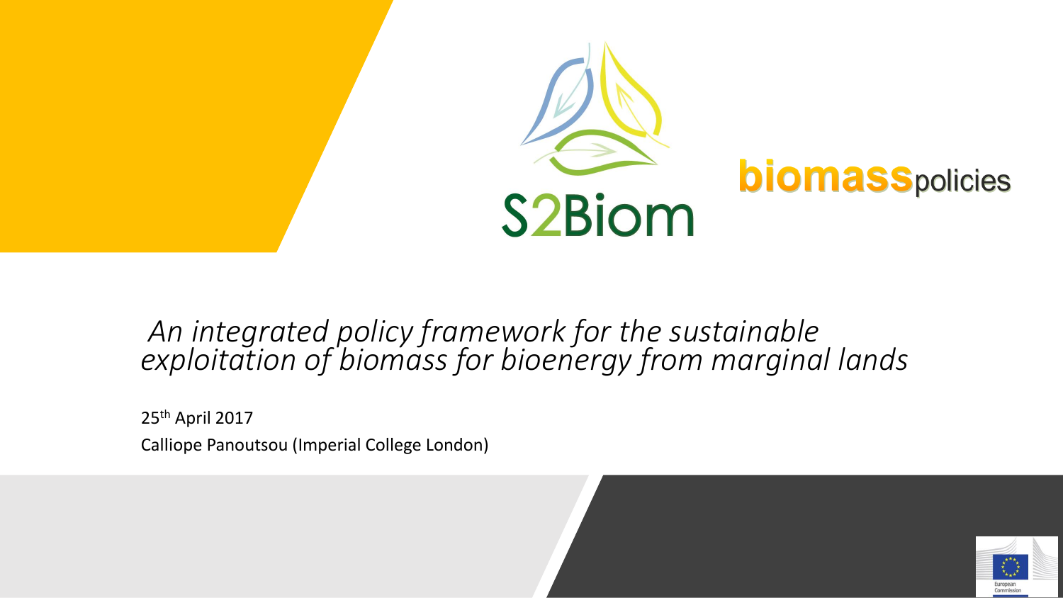S2Biom

**biomass**policies

# *An integrated policy framework for the sustainable exploitation of biomass for bioenergy from marginal lands*

25th April 2017

Calliope Panoutsou (Imperial College London)

European Commission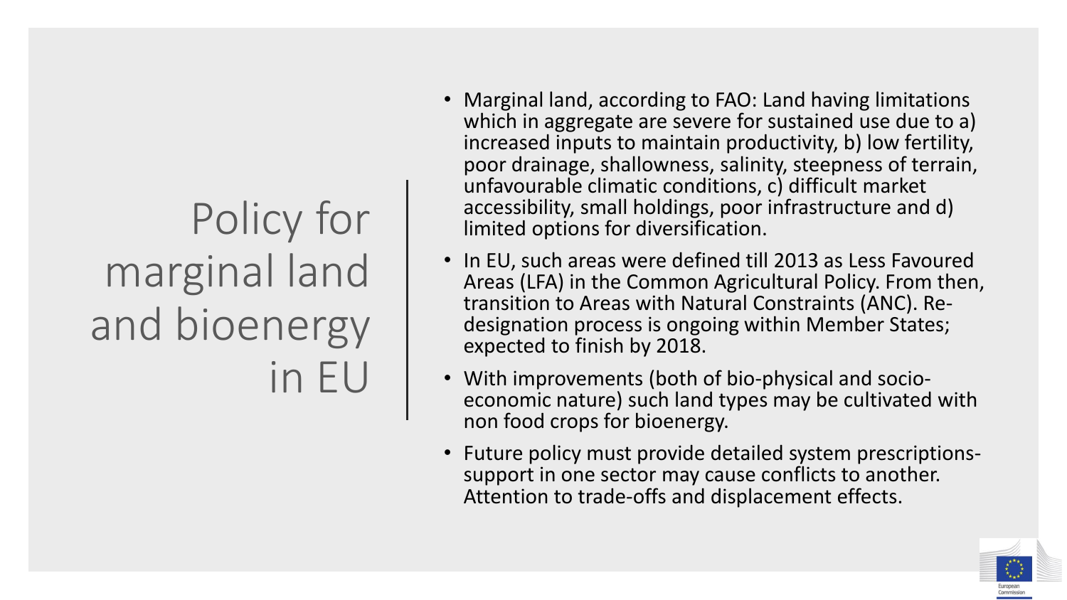# Policy for marginal land and bioenergy in EU

- Marginal land, according to FAO: Land having limitations which in aggregate are severe for sustained use due to a) increased inputs to maintain productivity, b) low fertility, poor drainage, shallowness, salinity, steepness of terrain, unfavourable climatic conditions, c) difficult market accessibility, small holdings, poor infrastructure and d) limited options for diversification.
- In EU, such areas were defined till 2013 as Less Favoured Areas (LFA) in the Common Agricultural Policy. From then, transition to Areas with Natural Constraints (ANC). Re-designation process is ongoing within Member States; expected to finish by 2018.
- With improvements (both of bio-physical and socio-economic nature) such land types may be cultivated with non food crops for bioenergy.
- Future policy must provide detailed system prescriptions-support in one sector may cause conflicts to another. Attention to trade-offs and displacement effects.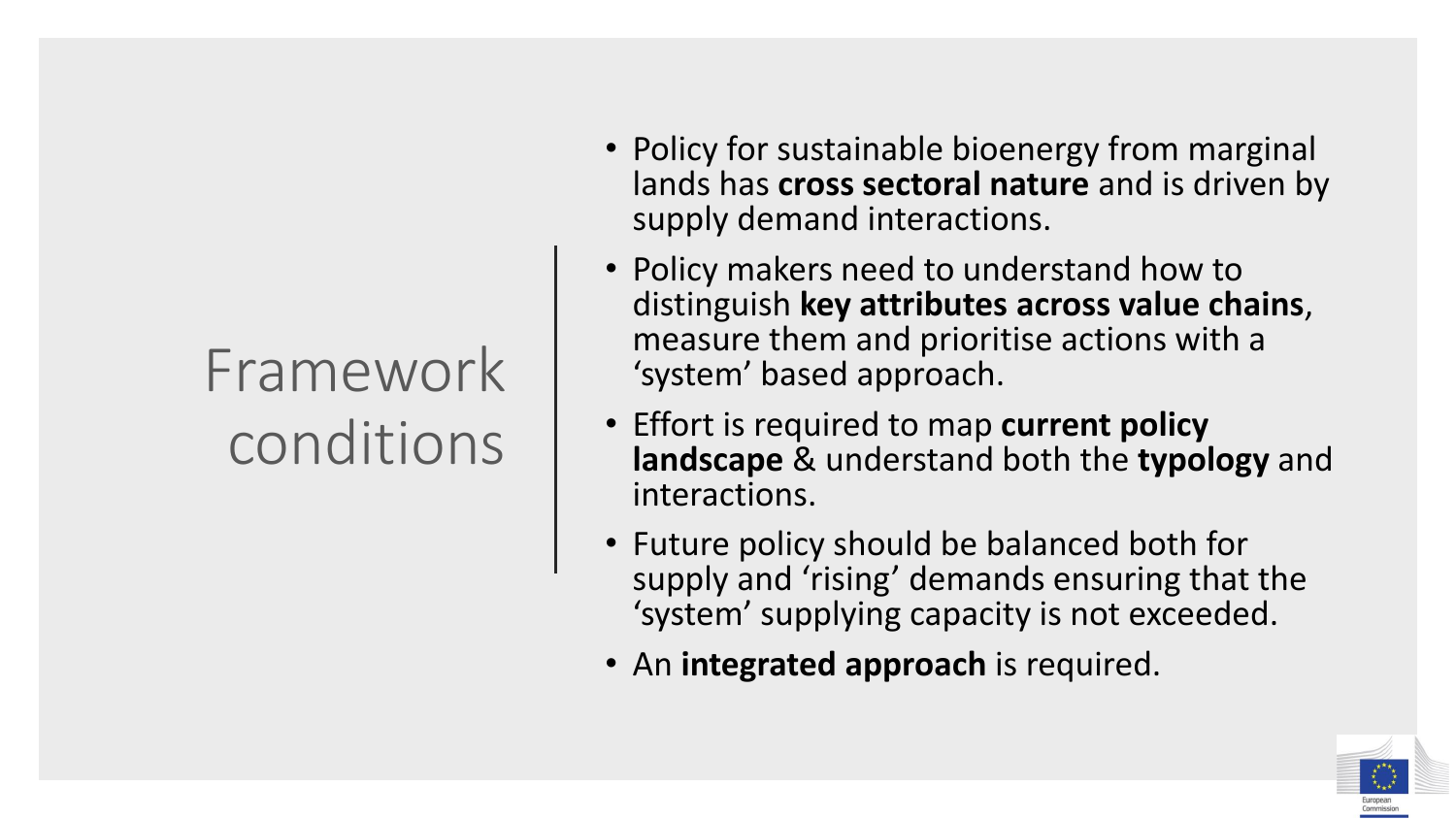# Framework conditions

- Policy for sustainable bioenergy from marginal lands has **cross sectoral nature** and is driven by supply demand interactions.
- Policy makers need to understand how to distinguish **key attributes across value chains**, measure them and prioritise actions with a 'system' based approach.
- Effort is required to map **current policy landscape** & understand both the **typology** and interactions.
- Future policy should be balanced both for supply and 'rising' demands ensuring that the 'system' supplying capacity is not exceeded.
- An **integrated approach** is required.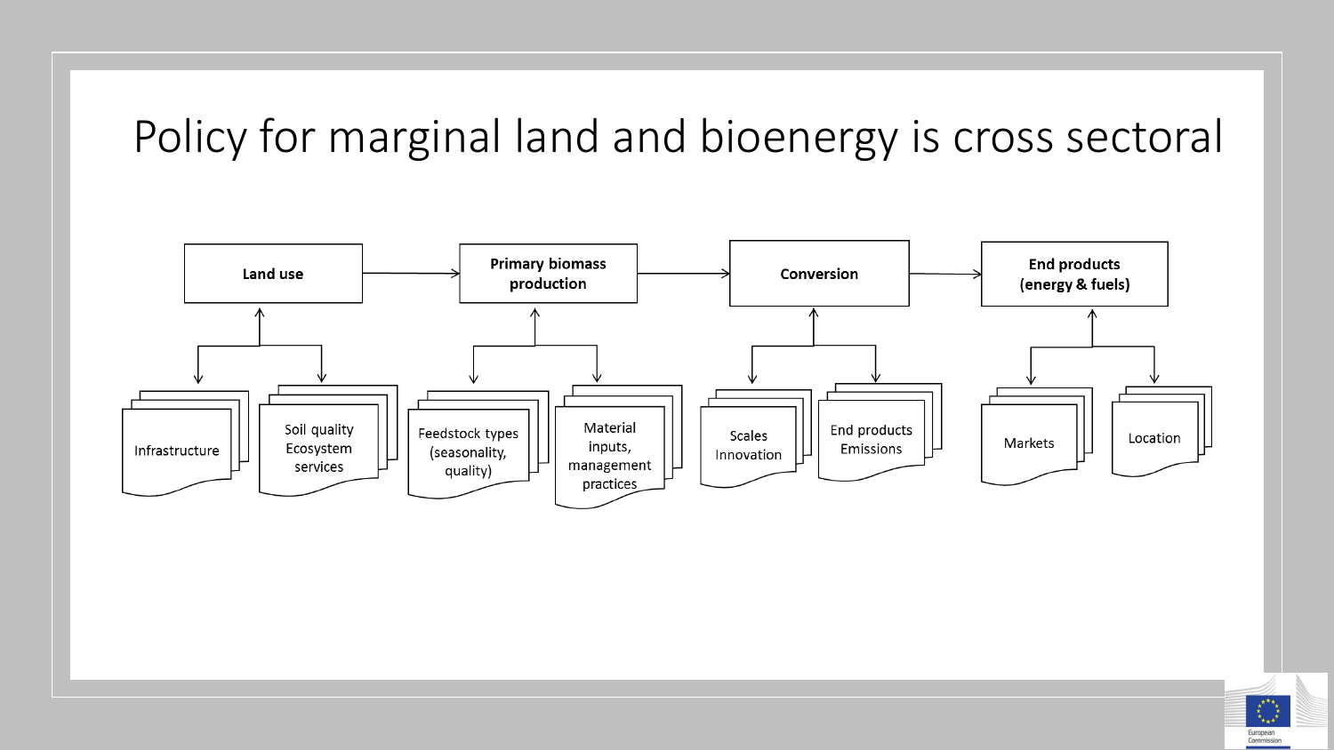# Policy for marginal land and bioenergy is cross sectoral

- **Land use**
  - Infrastructure
  - Soil quality Ecosystem services
- **Primary biomass production**
  - Feedstock types (seasonality, quality)
  - Material inputs, management practices
- **Conversion**
  - Scales Innovation
  - End products Emissions
- **End products (energy & fuels)**
  - Markets
  - Location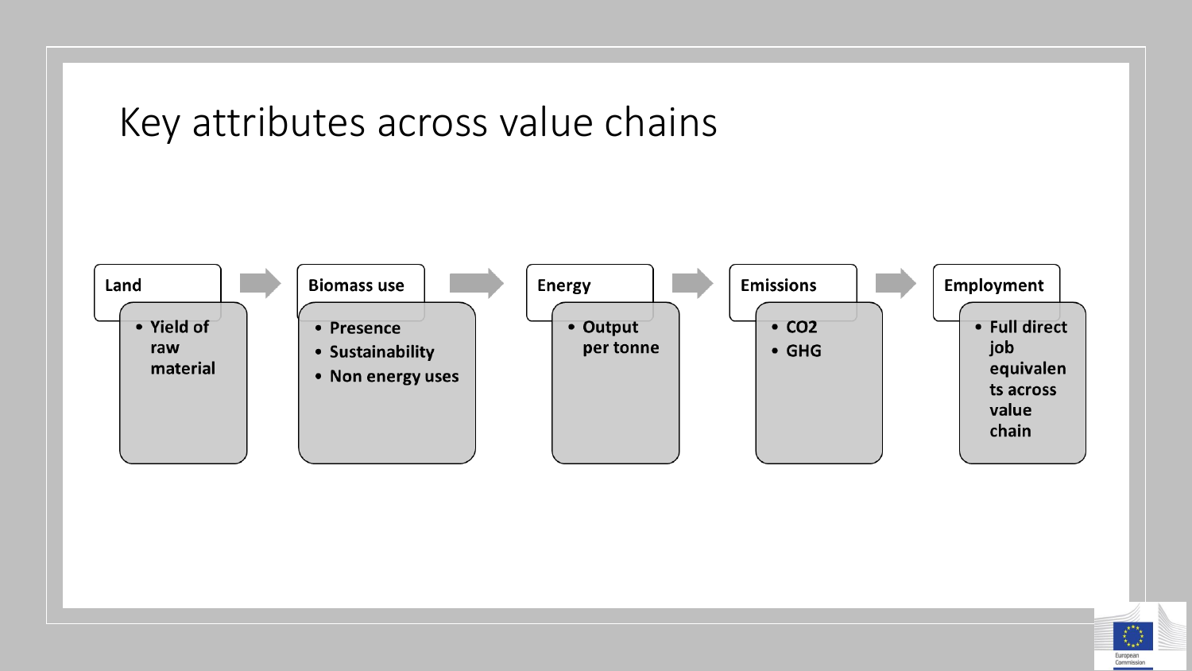# Key attributes across value chains

**Land**
- Yield of raw material

**Biomass use**
- Presence
- Sustainability
- Non energy uses

**Energy**
- Output per tonne

**Emissions**
- $CO_2$
- GHG

**Employment**
- Full direct job equivalents across value chain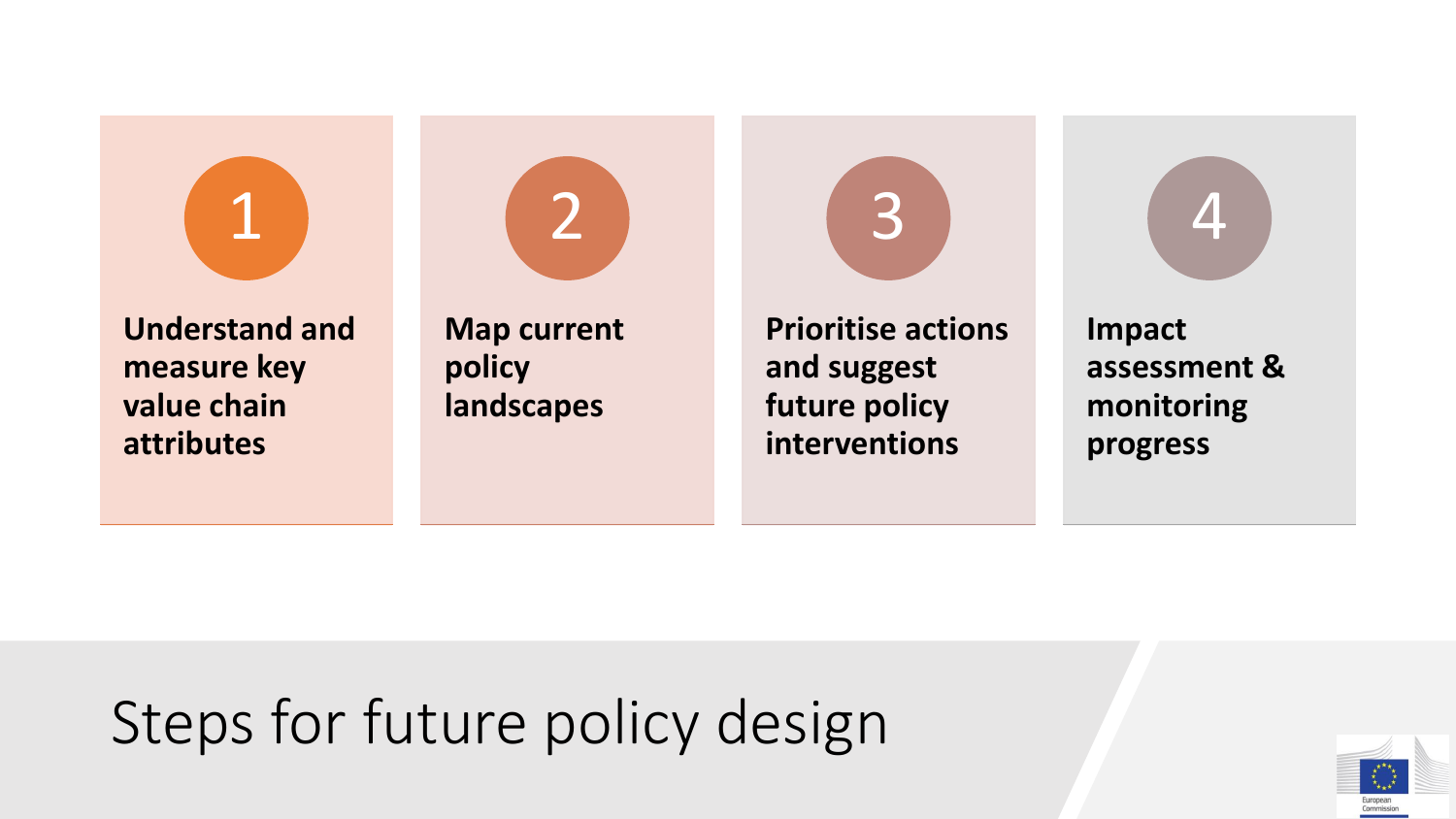# Steps for future policy design

1. **Understand and measure key value chain attributes**
2. **Map current policy landscapes**
3. **Prioritise actions and suggest future policy interventions**
4. **Impact assessment & monitoring progress**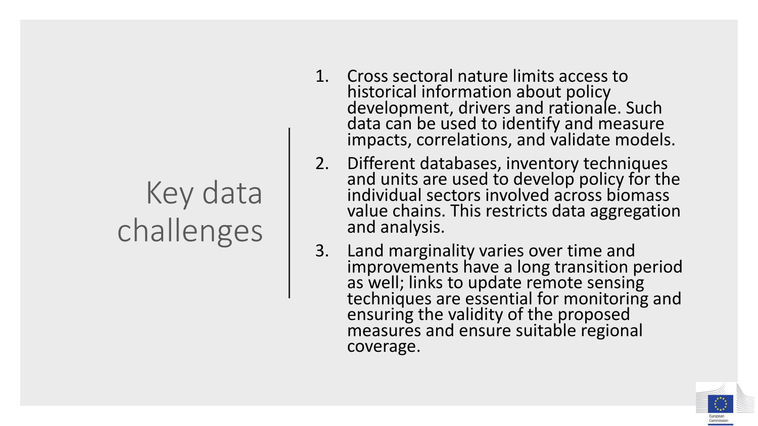# Key data challenges

1. Cross sectoral nature limits access to historical information about policy development, drivers and rationale. Such data can be used to identify and measure impacts, correlations, and validate models.
2. Different databases, inventory techniques and units are used to develop policy for the individual sectors involved across biomass value chains. This restricts data aggregation and analysis.
3. Land marginality varies over time and improvements have a long transition period as well; links to update remote sensing techniques are essential for monitoring and ensuring the validity of the proposed measures and ensure suitable regional coverage.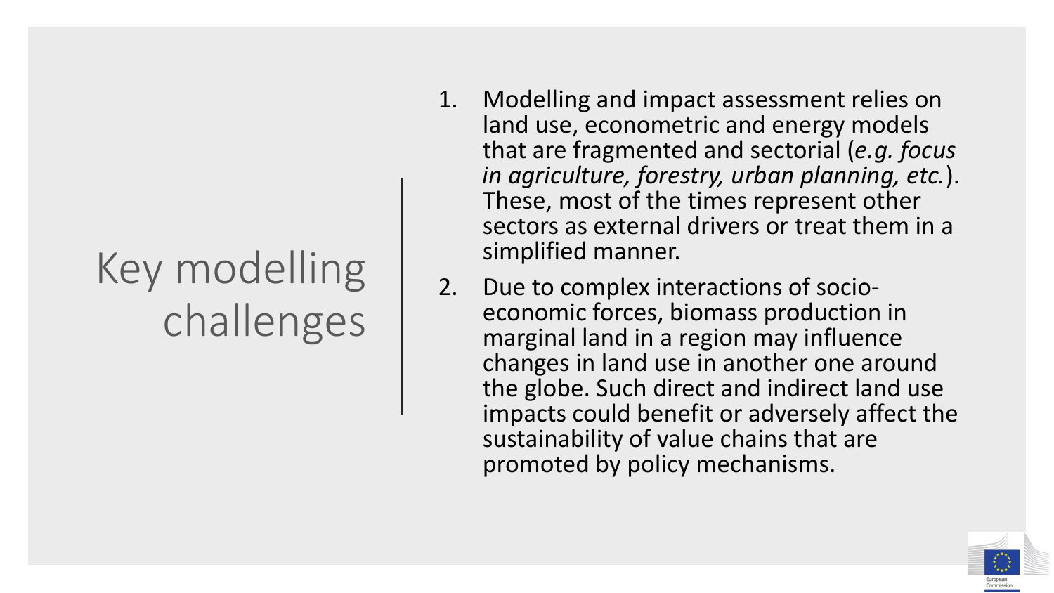# Key modelling challenges

1. Modelling and impact assessment relies on land use, econometric and energy models that are fragmented and sectorial (*e.g. focus in agriculture, forestry, urban planning, etc.*). These, most of the times represent other sectors as external drivers or treat them in a simplified manner.
2. Due to complex interactions of socio-economic forces, biomass production in marginal land in a region may influence changes in land use in another one around the globe. Such direct and indirect land use impacts could benefit or adversely affect the sustainability of value chains that are promoted by policy mechanisms.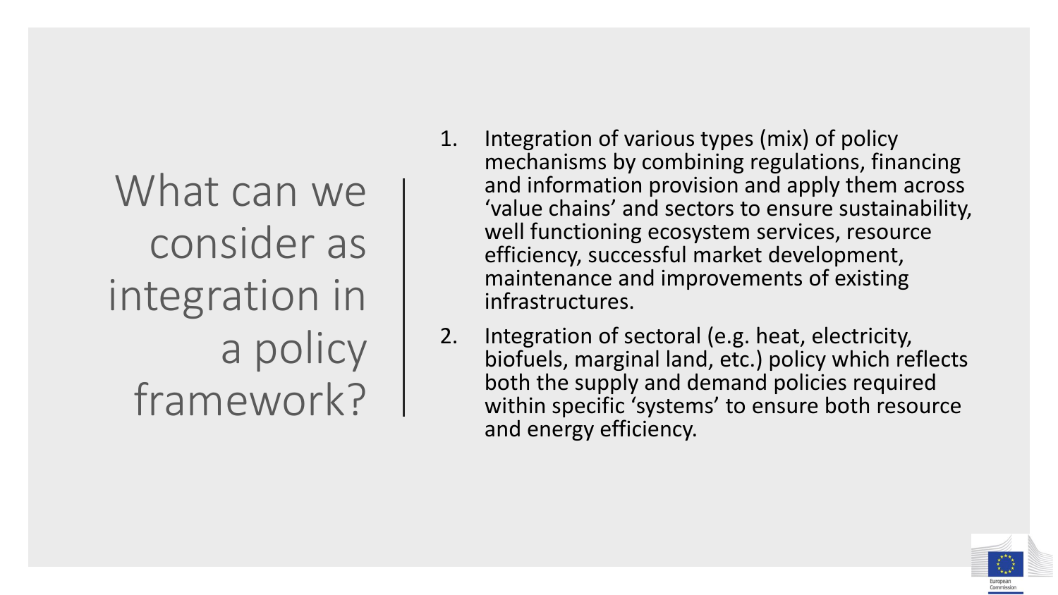# What can we consider as integration in a policy framework?

1. Integration of various types (mix) of policy mechanisms by combining regulations, financing and information provision and apply them across 'value chains' and sectors to ensure sustainability, well functioning ecosystem services, resource efficiency, successful market development, maintenance and improvements of existing infrastructures.
2. Integration of sectoral (e.g. heat, electricity, biofuels, marginal land, etc.) policy which reflects both the supply and demand policies required within specific 'systems' to ensure both resource and energy efficiency.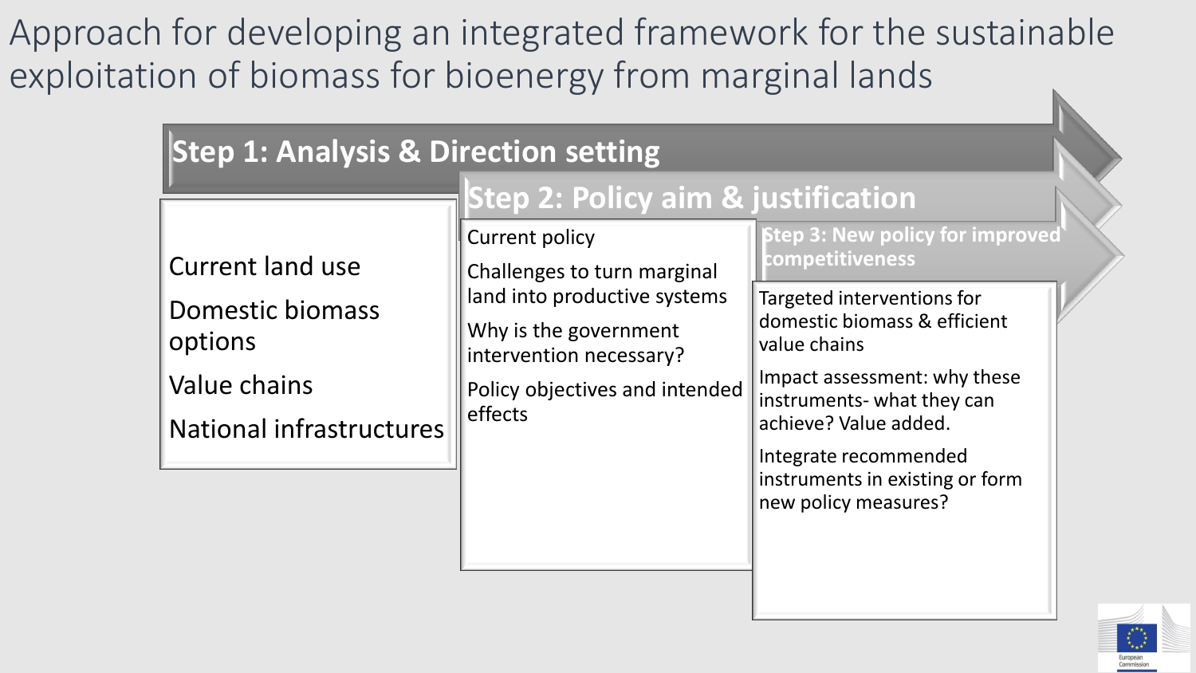# Approach for developing an integrated framework for the sustainable exploitation of biomass for bioenergy from marginal lands

## Step 1: Analysis & Direction setting

- Current land use
- Domestic biomass options
- Value chains
- National infrastructures

## Step 2: Policy aim & justification

- Current policy
- Challenges to turn marginal land into productive systems
- Why is the government intervention necessary?
- Policy objectives and intended effects

## Step 3: New policy for improved competitiveness

- Targeted interventions for domestic biomass & efficient value chains
- Impact assessment: why these instruments- what they can achieve? Value added.
- Integrate recommended instruments in existing or form new policy measures?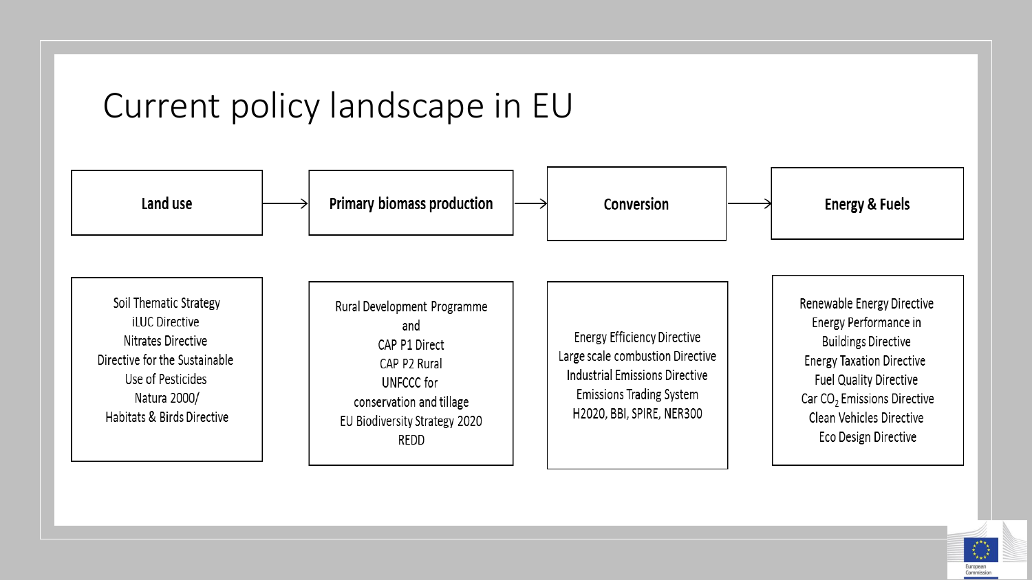# Current policy landscape in EU

| Land use | Primary biomass production | Conversion | Energy & Fuels |
| --- | --- | --- | --- |
| Soil Thematic Strategy<br>iLUC Directive<br>Nitrates Directive<br>Directive for the Sustainable Use of Pesticides<br>Natura 2000/ Habitats & Birds Directive | Rural Development Programme and<br>CAP P1 Direct<br>CAP P2 Rural<br>UNFCCC for conservation and tillage<br>EU Biodiversity Strategy 2020<br>REDD | Energy Efficiency Directive<br>Large scale combustion Directive<br>Industrial Emissions Directive<br>Emissions Trading System<br>H2020, BBI, SPIRE, NER300 | Renewable Energy Directive<br>Energy Performance in Buildings Directive<br>Energy Taxation Directive<br>Fuel Quality Directive<br>Car $CO_2$ Emissions Directive<br>Clean Vehicles Directive<br>Eco Design Directive |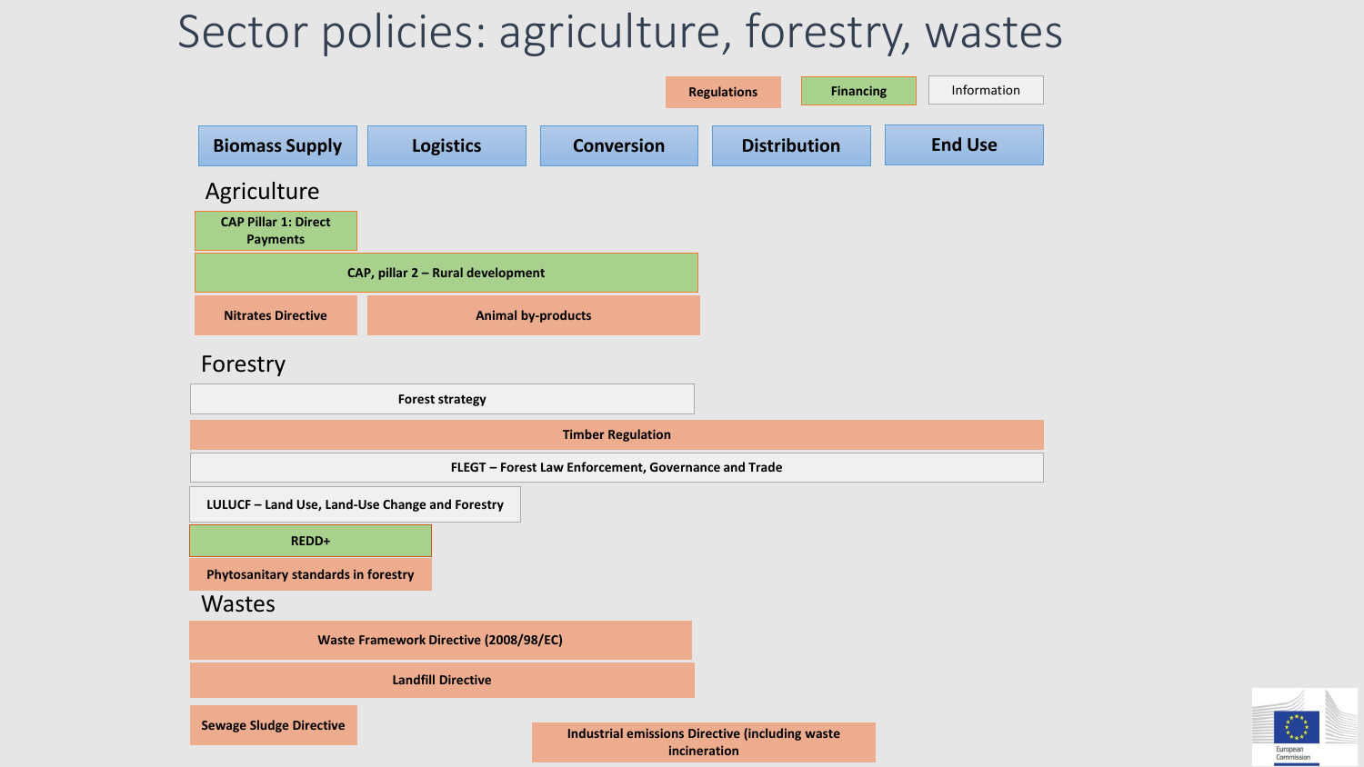# Sector policies: agriculture, forestry, wastes

Regulations | Financing | Information

| Biomass Supply | Logistics | Conversion | Distribution | End Use |
|---|---|---|---|---|

## Agriculture

- CAP Pillar 1: Direct Payments
- CAP, pillar 2 – Rural development
- Nitrates Directive
- Animal by-products

## Forestry

- Forest strategy
- Timber Regulation
- FLEGT – Forest Law Enforcement, Governance and Trade
- LULUCF – Land Use, Land-Use Change and Forestry
- REDD+
- Phytosanitary standards in forestry

## Wastes

- Waste Framework Directive (2008/98/EC)
- Landfill Directive
- Sewage Sludge Directive
- Industrial emissions Directive (including waste incineration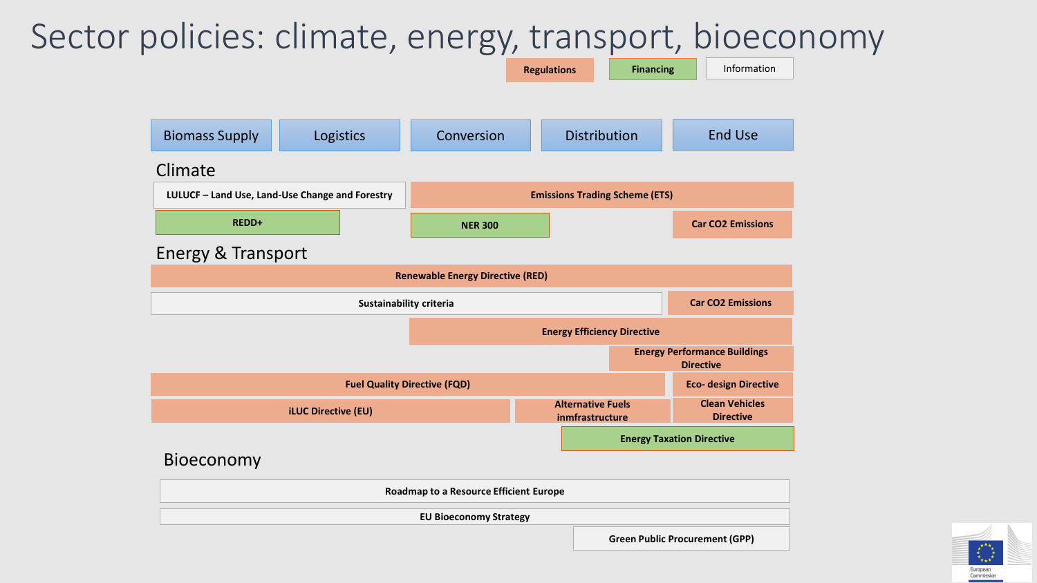# Sector policies: climate, energy, transport, bioeconomy

Regulations | Financing | Information

Biomass Supply | Logistics | Conversion | Distribution | End Use

## Climate

- LULUCF – Land Use, Land-Use Change and Forestry
- Emissions Trading Scheme (ETS)
- REDD+
- NER 300
- Car CO2 Emissions

## Energy & Transport

- Renewable Energy Directive (RED)
- Sustainability criteria
- Car CO2 Emissions
- Energy Efficiency Directive
- Energy Performance Buildings Directive
- Fuel Quality Directive (FQD)
- Eco- design Directive
- iLUC Directive (EU)
- Alternative Fuels inmfrastructure
- Clean Vehicles Directive
- Energy Taxation Directive

## Bioeconomy

- Roadmap to a Resource Efficient Europe
- EU Bioeconomy Strategy
- Green Public Procurement (GPP)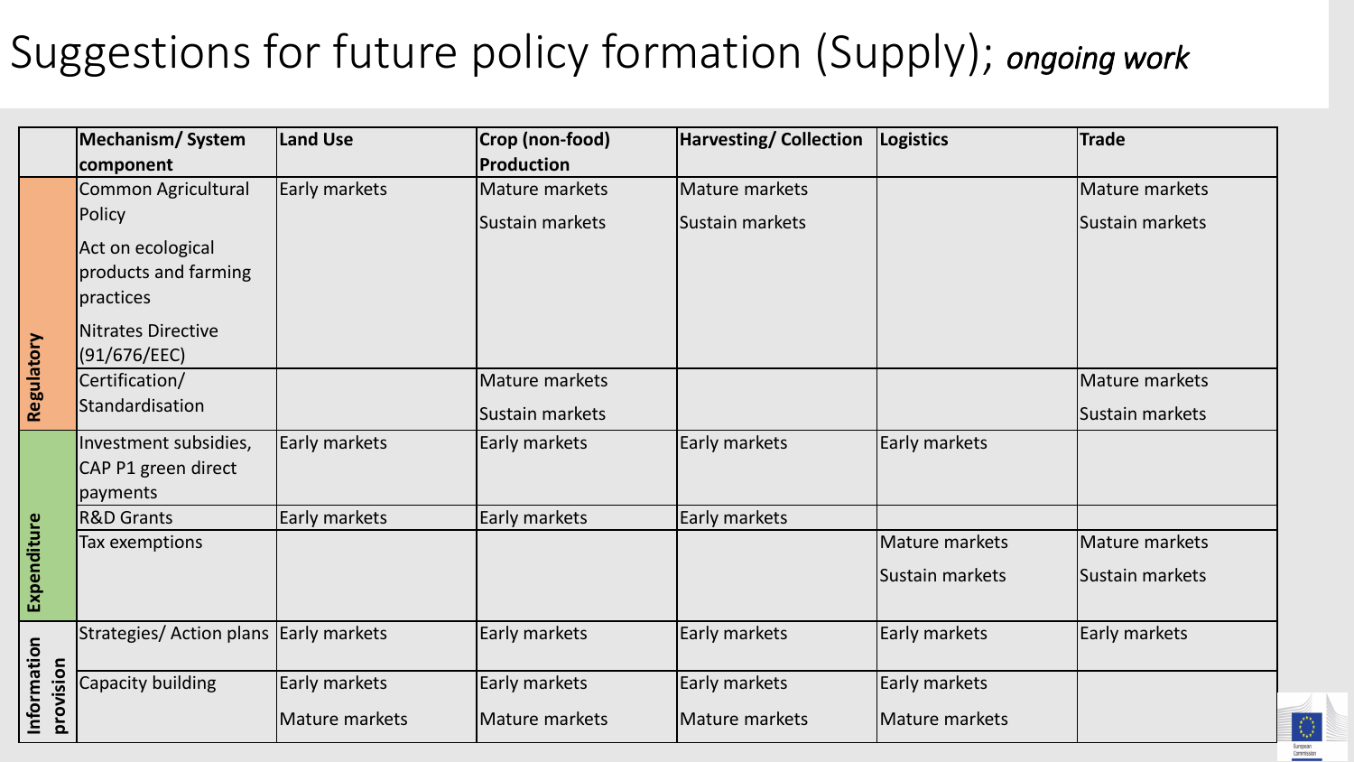# Suggestions for future policy formation (Supply); *ongoing work*

| | Mechanism/ System component | Land Use | Crop (non-food) Production | Harvesting/ Collection | Logistics | Trade |
|---|---|---|---|---|---|---|
| Regulatory | Common Agricultural Policy<br>Act on ecological products and farming practices<br>Nitrates Directive (91/676/EEC) | Early markets | Mature markets<br>Sustain markets | Mature markets<br>Sustain markets | | Mature markets<br>Sustain markets |
| | Certification/ Standardisation | | Mature markets<br>Sustain markets | | | Mature markets<br>Sustain markets |
| Expenditure | Investment subsidies, CAP P1 green direct payments | Early markets | Early markets | Early markets | Early markets | |
| | R&D Grants | Early markets | Early markets | Early markets | | |
| | Tax exemptions | | | | Mature markets<br>Sustain markets | Mature markets<br>Sustain markets |
| Information provision | Strategies/ Action plans | Early markets | Early markets | Early markets | Early markets | Early markets |
| | Capacity building | Early markets<br>Mature markets | Early markets<br>Mature markets | Early markets<br>Mature markets | Early markets<br>Mature markets | |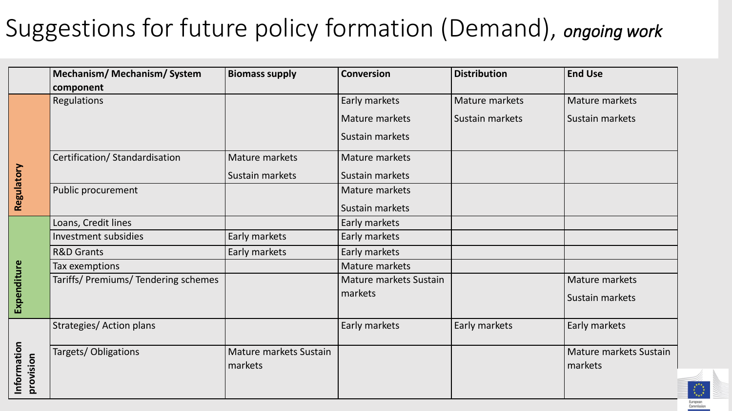# Suggestions for future policy formation (Demand), *ongoing work*

| | Mechanism/ Mechanism/ System component | Biomass supply | Conversion | Distribution | End Use |
|---|---|---|---|---|---|
| Regulatory | Regulations | | Early markets<br>Mature markets<br>Sustain markets | Mature markets<br>Sustain markets | Mature markets<br>Sustain markets |
| | Certification/ Standardisation | Mature markets<br>Sustain markets | Mature markets<br>Sustain markets | | |
| | Public procurement | | Mature markets<br>Sustain markets | | |
| Expenditure | Loans, Credit lines | | Early markets | | |
| | Investment subsidies | Early markets | Early markets | | |
| | R&D Grants | Early markets | Early markets | | |
| | Tax exemptions | | Mature markets | | |
| | Tariffs/ Premiums/ Tendering schemes | | Mature markets Sustain markets | | Mature markets<br>Sustain markets |
| Information provision | Strategies/ Action plans | | Early markets | Early markets | Early markets |
| | Targets/ Obligations | Mature markets Sustain markets | | | Mature markets Sustain markets |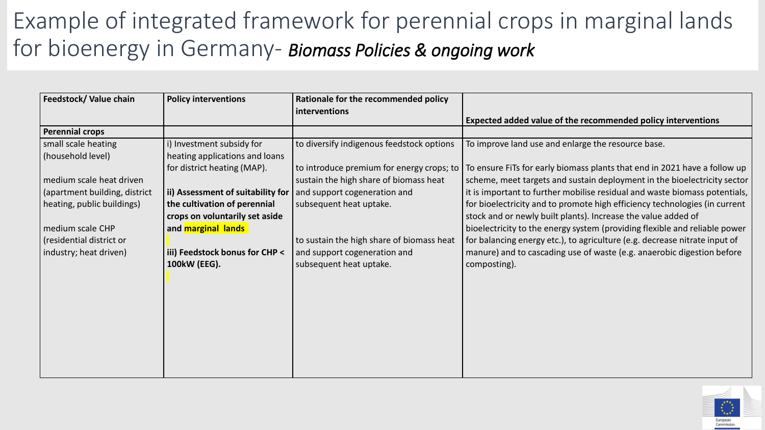# Example of integrated framework for perennial crops in marginal lands for bioenergy in Germany- *Biomass Policies & ongoing work*

| Feedstock/ Value chain | Policy interventions | Rationale for the recommended policy interventions | Expected added value of the recommended policy interventions |
|---|---|---|---|
| **Perennial crops** | | | |
| small scale heating (household level)<br><br>medium scale heat driven (apartment building, district heating, public buildings)<br><br>medium scale CHP (residential district or industry; heat driven) | i) Investment subsidy for heating applications and loans for district heating (MAP).<br><br>**ii) Assessment of suitability for the cultivation of perennial crops on voluntarily set aside and marginal lands**<br><br>**iii) Feedstock bonus for CHP < 100kW (EEG).** | to diversify indigenous feedstock options<br><br>to introduce premium for energy crops; to sustain the high share of biomass heat and support cogeneration and subsequent heat uptake.<br><br>to sustain the high share of biomass heat and support cogeneration and subsequent heat uptake. | To improve land use and enlarge the resource base.<br><br>To ensure FiTs for early biomass plants that end in 2021 have a follow up scheme, meet targets and sustain deployment in the bioelectricity sector it is important to further mobilise residual and waste biomass potentials, for bioelectricity and to promote high efficiency technologies (in current stock and or newly built plants). Increase the value added of bioelectricity to the energy system (providing flexible and reliable power for balancing energy etc.), to agriculture (e.g. decrease nitrate input of manure) and to cascading use of waste (e.g. anaerobic digestion before composting). |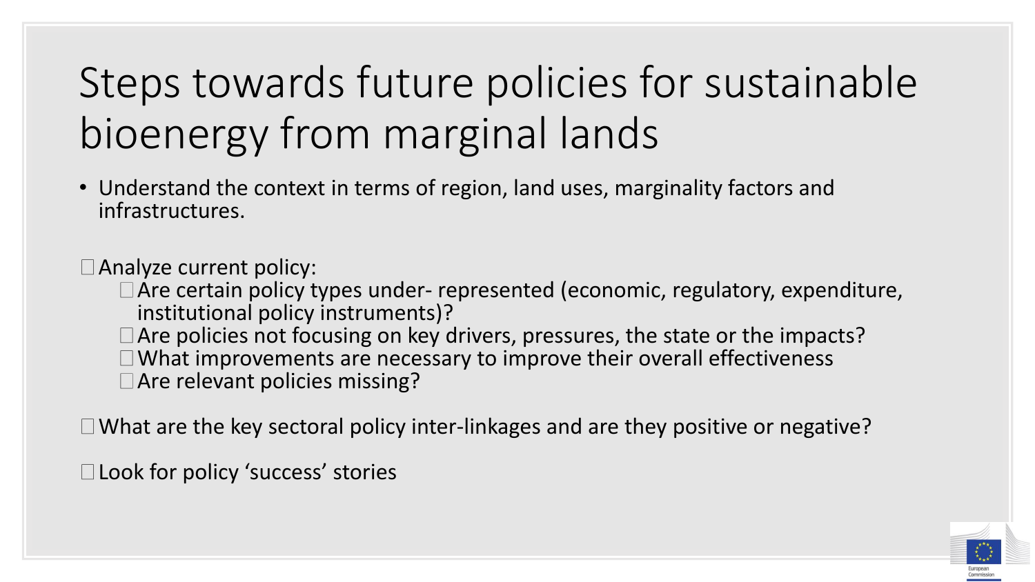# Steps towards future policies for sustainable bioenergy from marginal lands

- Understand the context in terms of region, land uses, marginality factors and infrastructures.

- Analyze current policy:
  - Are certain policy types under- represented (economic, regulatory, expenditure, institutional policy instruments)?
  - Are policies not focusing on key drivers, pressures, the state or the impacts?
  - What improvements are necessary to improve their overall effectiveness
  - Are relevant policies missing?

- What are the key sectoral policy inter-linkages and are they positive or negative?

- Look for policy 'success' stories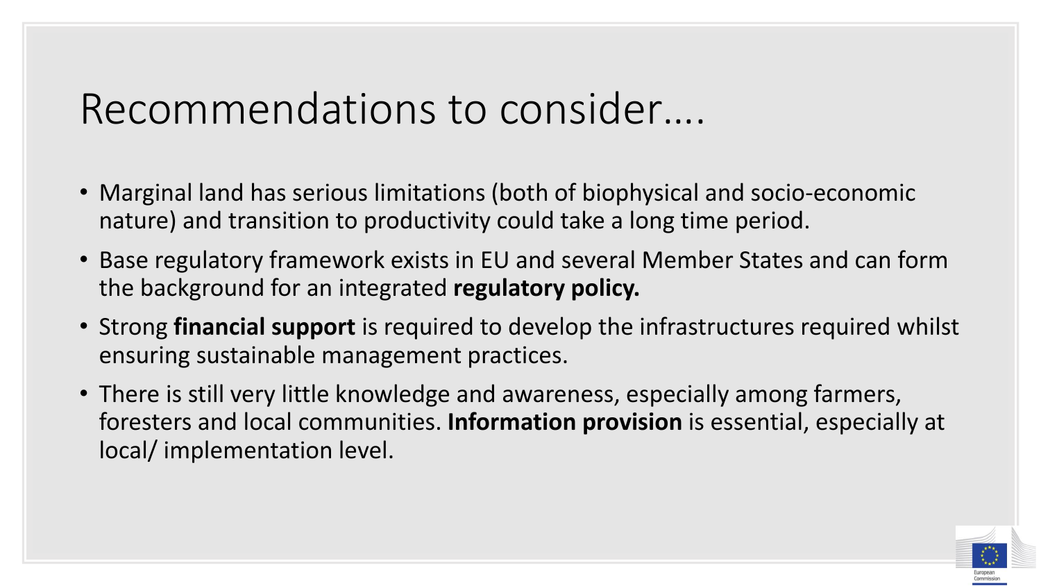# Recommendations to consider….

- Marginal land has serious limitations (both of biophysical and socio-economic nature) and transition to productivity could take a long time period.
- Base regulatory framework exists in EU and several Member States and can form the background for an integrated **regulatory policy.**
- Strong **financial support** is required to develop the infrastructures required whilst ensuring sustainable management practices.
- There is still very little knowledge and awareness, especially among farmers, foresters and local communities. **Information provision** is essential, especially at local/ implementation level.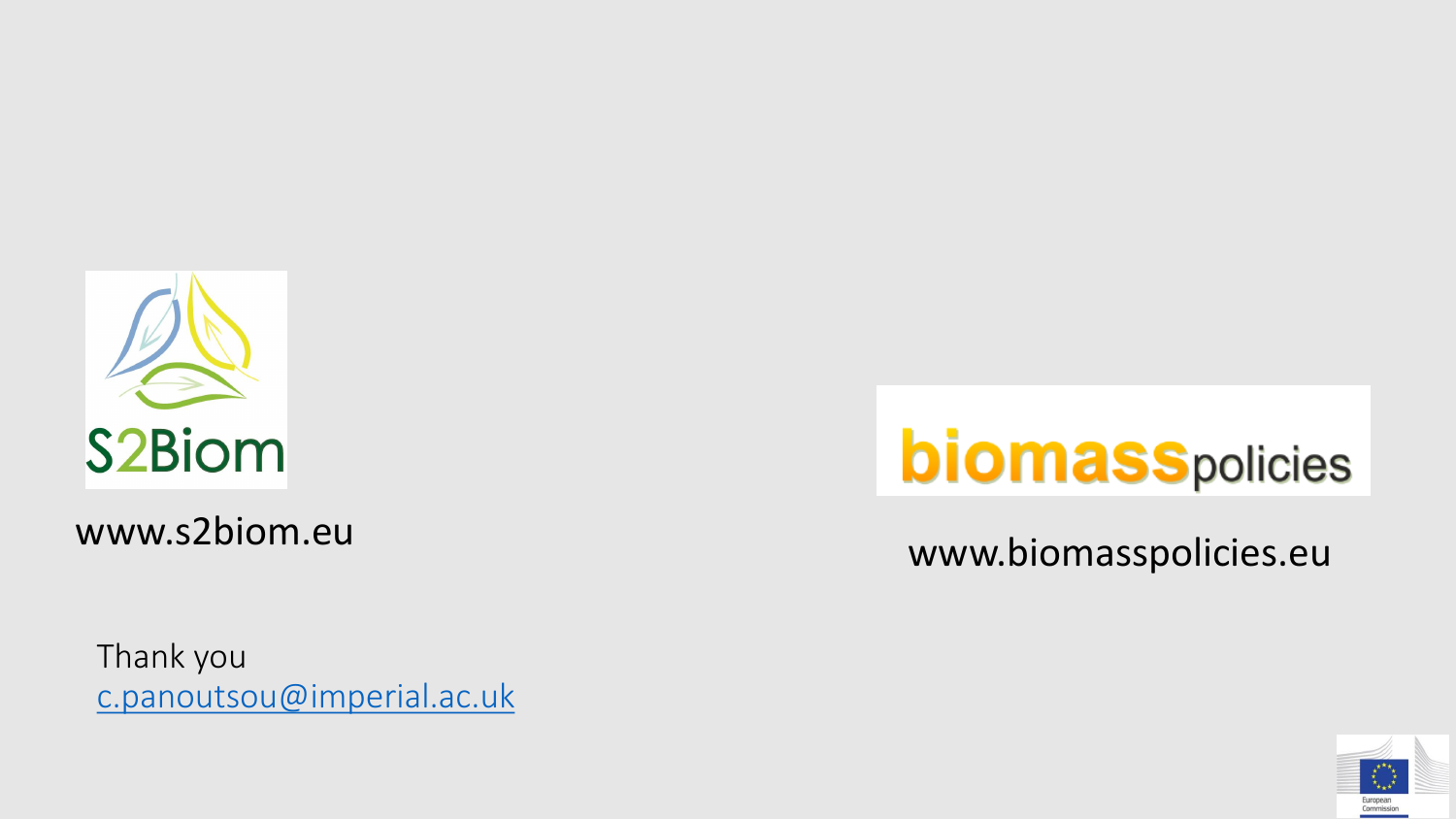S2Biom

www.s2biom.eu

biomasspolicies

www.biomasspolicies.eu

Thank you
c.panoutsou@imperial.ac.uk